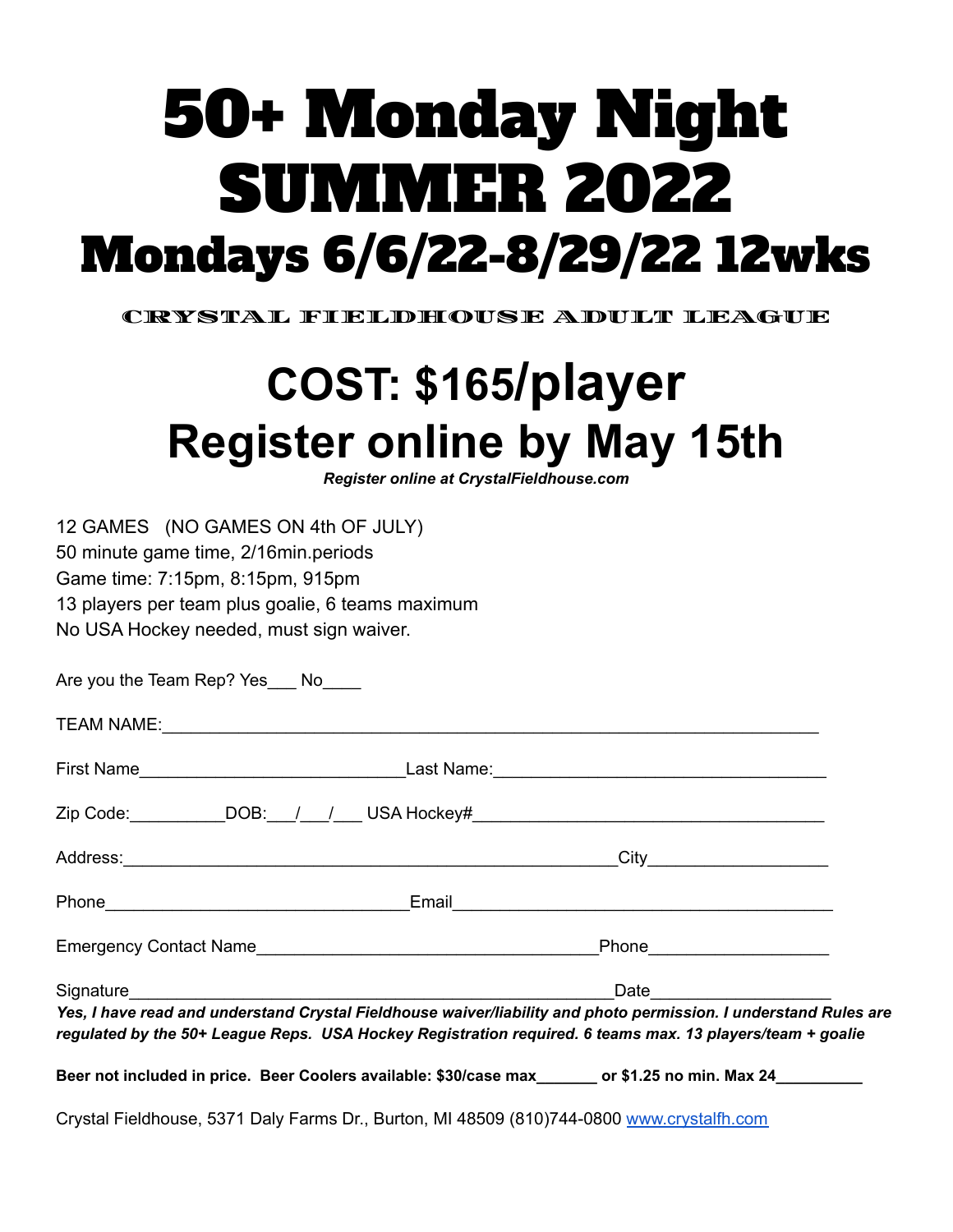# 50+ Monday Night SUMMER 2022

# Mondays 6/6/22-8/29/22 12wks

CRYSTAL FIELDHOUSE ADULT LEAGUE

## COST: $165/player

## Register online by May 15th

***Register online at CrystalFieldhouse.com***

12 GAMES (NO GAMES ON 4th OF JULY)
50 minute game time, 2/16min.periods
Game time: 7:15pm, 8:15pm, 915pm
13 players per team plus goalie, 6 teams maximum
No USA Hockey needed, must sign waiver.

Are you the Team Rep? Yes___ No____

TEAM NAME:_______________________________________________________________

First Name___________________________Last Name:______________________________

Zip Code:__________DOB:___/___/___ USA Hockey#_________________________________

Address:____________________________________________________City_________________

Phone_______________________________Email_____________________________________

Emergency Contact Name____________________________________Phone_________________

Signature_________________________________________________Date__________________

***Yes, I have read and understand Crystal Fieldhouse waiver/liability and photo permission. I understand Rules are regulated by the 50+ League Reps. USA Hockey Registration required. 6 teams max. 13 players/team + goalie***

**Beer not included in price. Beer Coolers available: $30/case max_______ or $1.25 no min. Max 24_________**

Crystal Fieldhouse, 5371 Daly Farms Dr., Burton, MI 48509 (810)744-0800 www.crystalfh.com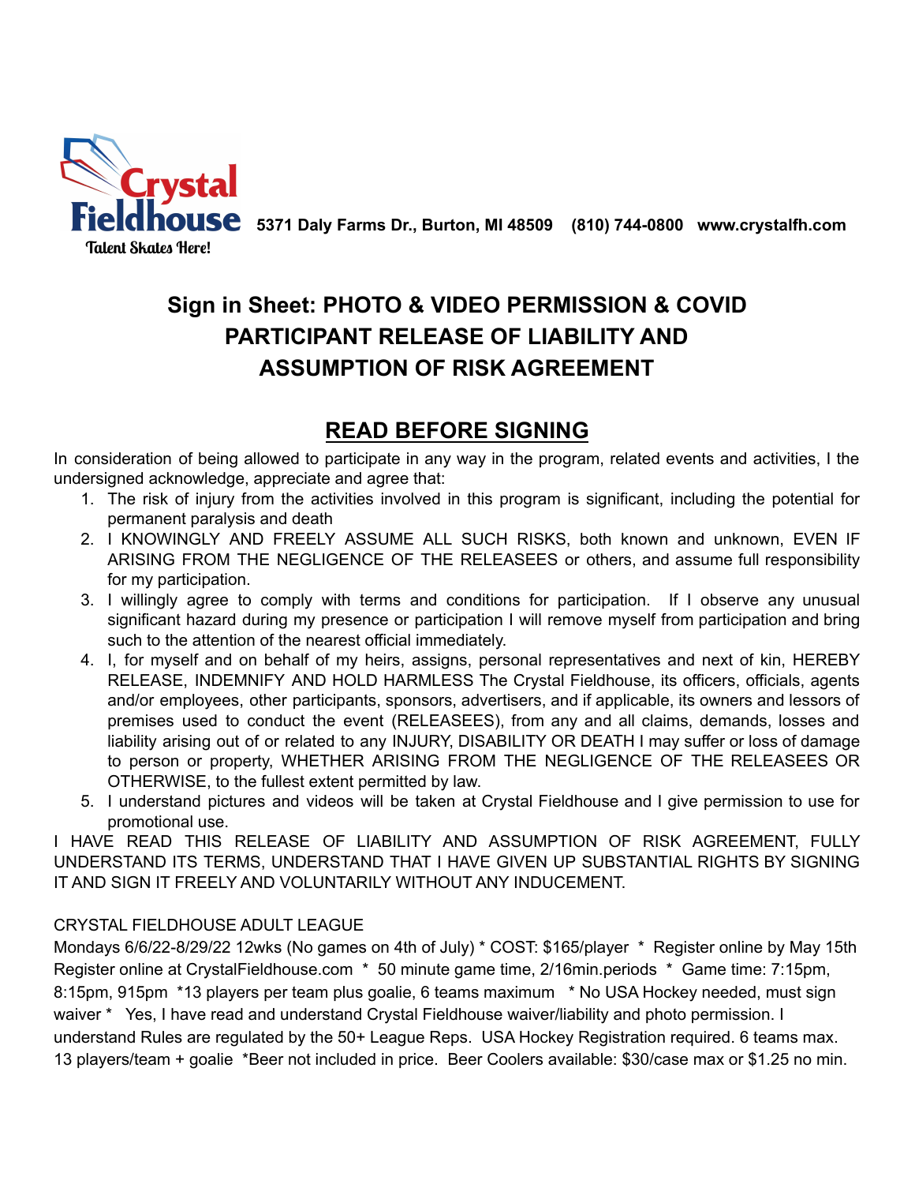Crystal Fieldhouse

Talent Skates Here!

**5371 Daly Farms Dr., Burton, MI 48509 (810) 744-0800 www.crystalfh.com**

# Sign in Sheet: PHOTO & VIDEO PERMISSION & COVID PARTICIPANT RELEASE OF LIABILITY AND ASSUMPTION OF RISK AGREEMENT

## READ BEFORE SIGNING

In consideration of being allowed to participate in any way in the program, related events and activities, I the undersigned acknowledge, appreciate and agree that:

1. The risk of injury from the activities involved in this program is significant, including the potential for permanent paralysis and death
2. I KNOWINGLY AND FREELY ASSUME ALL SUCH RISKS, both known and unknown, EVEN IF ARISING FROM THE NEGLIGENCE OF THE RELEASEES or others, and assume full responsibility for my participation.
3. I willingly agree to comply with terms and conditions for participation. If I observe any unusual significant hazard during my presence or participation I will remove myself from participation and bring such to the attention of the nearest official immediately.
4. I, for myself and on behalf of my heirs, assigns, personal representatives and next of kin, HEREBY RELEASE, INDEMNIFY AND HOLD HARMLESS The Crystal Fieldhouse, its officers, officials, agents and/or employees, other participants, sponsors, advertisers, and if applicable, its owners and lessors of premises used to conduct the event (RELEASEES), from any and all claims, demands, losses and liability arising out of or related to any INJURY, DISABILITY OR DEATH I may suffer or loss of damage to person or property, WHETHER ARISING FROM THE NEGLIGENCE OF THE RELEASEES OR OTHERWISE, to the fullest extent permitted by law.
5. I understand pictures and videos will be taken at Crystal Fieldhouse and I give permission to use for promotional use.

I HAVE READ THIS RELEASE OF LIABILITY AND ASSUMPTION OF RISK AGREEMENT, FULLY UNDERSTAND ITS TERMS, UNDERSTAND THAT I HAVE GIVEN UP SUBSTANTIAL RIGHTS BY SIGNING IT AND SIGN IT FREELY AND VOLUNTARILY WITHOUT ANY INDUCEMENT.

CRYSTAL FIELDHOUSE ADULT LEAGUE

Mondays 6/6/22-8/29/22 12wks (No games on 4th of July) * COST: $165/player * Register online by May 15th Register online at CrystalFieldhouse.com * 50 minute game time, 2/16min.periods * Game time: 7:15pm, 8:15pm, 915pm *13 players per team plus goalie, 6 teams maximum * No USA Hockey needed, must sign waiver * Yes, I have read and understand Crystal Fieldhouse waiver/liability and photo permission. I understand Rules are regulated by the 50+ League Reps. USA Hockey Registration required. 6 teams max. 13 players/team + goalie *Beer not included in price. Beer Coolers available: $30/case max or $1.25 no min.